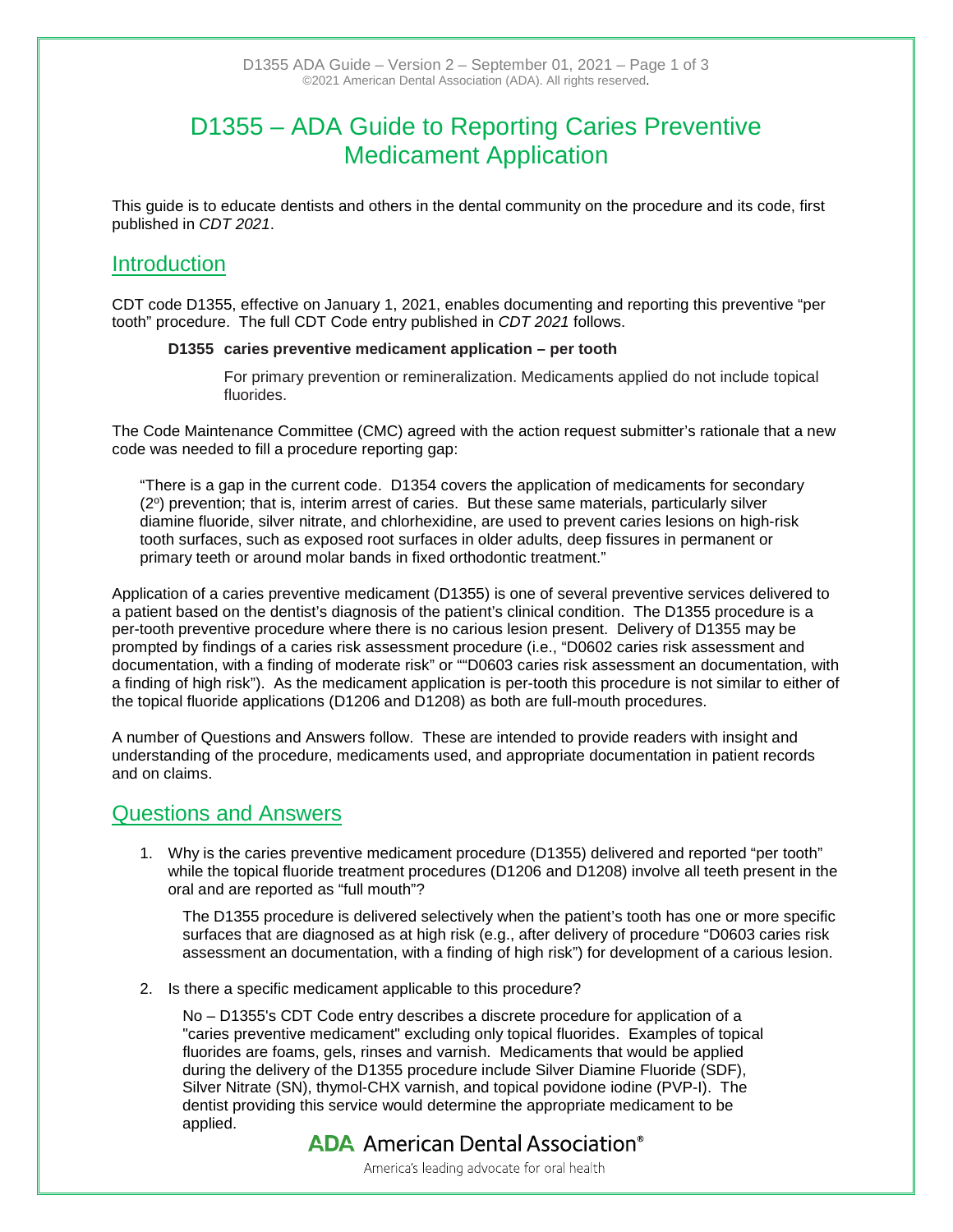# D1355 – ADA Guide to Reporting Caries Preventive Medicament Application

This guide is to educate dentists and others in the dental community on the procedure and its code, first published in *CDT 2021*.

## Introduction

CDT code D1355, effective on January 1, 2021, enables documenting and reporting this preventive "per tooth" procedure. The full CDT Code entry published in *CDT 2021* follows.

> **D1355 caries preventive medicament application – per tooth**
>
> For primary prevention or remineralization. Medicaments applied do not include topical fluorides.

The Code Maintenance Committee (CMC) agreed with the action request submitter's rationale that a new code was needed to fill a procedure reporting gap:

> "There is a gap in the current code. D1354 covers the application of medicaments for secondary (2$^{o}$) prevention; that is, interim arrest of caries. But these same materials, particularly silver diamine fluoride, silver nitrate, and chlorhexidine, are used to prevent caries lesions on high-risk tooth surfaces, such as exposed root surfaces in older adults, deep fissures in permanent or primary teeth or around molar bands in fixed orthodontic treatment."

Application of a caries preventive medicament (D1355) is one of several preventive services delivered to a patient based on the dentist's diagnosis of the patient's clinical condition. The D1355 procedure is a per-tooth preventive procedure where there is no carious lesion present. Delivery of D1355 may be prompted by findings of a caries risk assessment procedure (i.e., "D0602 caries risk assessment and documentation, with a finding of moderate risk" or ""D0603 caries risk assessment an documentation, with a finding of high risk"). As the medicament application is per-tooth this procedure is not similar to either of the topical fluoride applications (D1206 and D1208) as both are full-mouth procedures.

A number of Questions and Answers follow. These are intended to provide readers with insight and understanding of the procedure, medicaments used, and appropriate documentation in patient records and on claims.

## Questions and Answers

1. Why is the caries preventive medicament procedure (D1355) delivered and reported "per tooth" while the topical fluoride treatment procedures (D1206 and D1208) involve all teeth present in the oral and are reported as "full mouth"?

   The D1355 procedure is delivered selectively when the patient's tooth has one or more specific surfaces that are diagnosed as at high risk (e.g., after delivery of procedure "D0603 caries risk assessment an documentation, with a finding of high risk") for development of a carious lesion.

2. Is there a specific medicament applicable to this procedure?

   No – D1355's CDT Code entry describes a discrete procedure for application of a "caries preventive medicament" excluding only topical fluorides. Examples of topical fluorides are foams, gels, rinses and varnish. Medicaments that would be applied during the delivery of the D1355 procedure include Silver Diamine Fluoride (SDF), Silver Nitrate (SN), thymol-CHX varnish, and topical povidone iodine (PVP-I). The dentist providing this service would determine the appropriate medicament to be applied.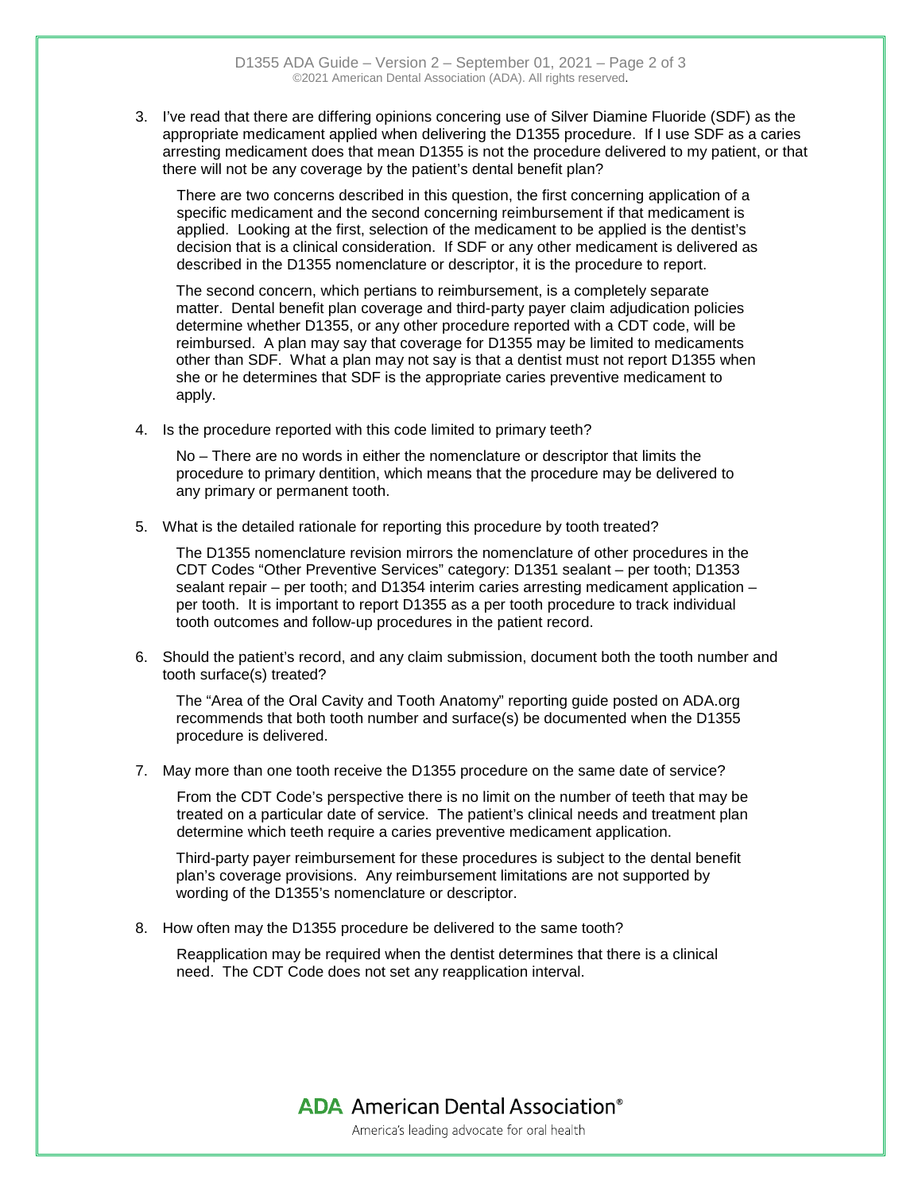3. I've read that there are differing opinions concering use of Silver Diamine Fluoride (SDF) as the appropriate medicament applied when delivering the D1355 procedure. If I use SDF as a caries arresting medicament does that mean D1355 is not the procedure delivered to my patient, or that there will not be any coverage by the patient's dental benefit plan?

   There are two concerns described in this question, the first concerning application of a specific medicament and the second concerning reimbursement if that medicament is applied. Looking at the first, selection of the medicament to be applied is the dentist's decision that is a clinical consideration. If SDF or any other medicament is delivered as described in the D1355 nomenclature or descriptor, it is the procedure to report.

   The second concern, which pertians to reimbursement, is a completely separate matter. Dental benefit plan coverage and third-party payer claim adjudication policies determine whether D1355, or any other procedure reported with a CDT code, will be reimbursed. A plan may say that coverage for D1355 may be limited to medicaments other than SDF. What a plan may not say is that a dentist must not report D1355 when she or he determines that SDF is the appropriate caries preventive medicament to apply.

4. Is the procedure reported with this code limited to primary teeth?

   No – There are no words in either the nomenclature or descriptor that limits the procedure to primary dentition, which means that the procedure may be delivered to any primary or permanent tooth.

5. What is the detailed rationale for reporting this procedure by tooth treated?

   The D1355 nomenclature revision mirrors the nomenclature of other procedures in the CDT Codes "Other Preventive Services" category: D1351 sealant – per tooth; D1353 sealant repair – per tooth; and D1354 interim caries arresting medicament application – per tooth. It is important to report D1355 as a per tooth procedure to track individual tooth outcomes and follow-up procedures in the patient record.

6. Should the patient's record, and any claim submission, document both the tooth number and tooth surface(s) treated?

   The "Area of the Oral Cavity and Tooth Anatomy" reporting guide posted on ADA.org recommends that both tooth number and surface(s) be documented when the D1355 procedure is delivered.

7. May more than one tooth receive the D1355 procedure on the same date of service?

   From the CDT Code's perspective there is no limit on the number of teeth that may be treated on a particular date of service. The patient's clinical needs and treatment plan determine which teeth require a caries preventive medicament application.

   Third-party payer reimbursement for these procedures is subject to the dental benefit plan's coverage provisions. Any reimbursement limitations are not supported by wording of the D1355's nomenclature or descriptor.

8. How often may the D1355 procedure be delivered to the same tooth?

   Reapplication may be required when the dentist determines that there is a clinical need. The CDT Code does not set any reapplication interval.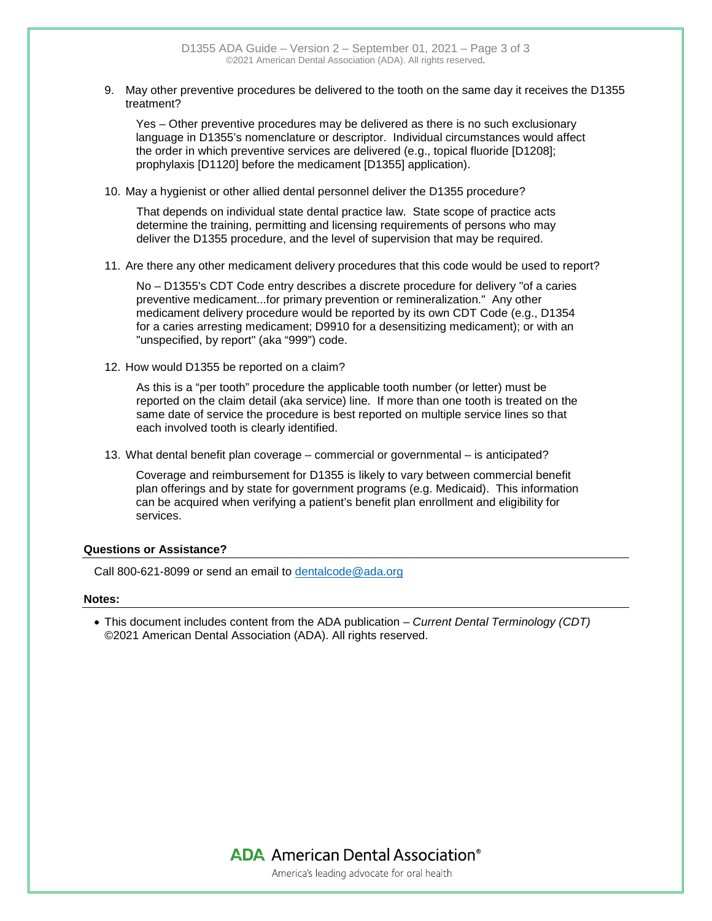9. May other preventive procedures be delivered to the tooth on the same day it receives the D1355 treatment?

   Yes – Other preventive procedures may be delivered as there is no such exclusionary language in D1355's nomenclature or descriptor. Individual circumstances would affect the order in which preventive services are delivered (e.g., topical fluoride [D1208]; prophylaxis [D1120] before the medicament [D1355] application).

10. May a hygienist or other allied dental personnel deliver the D1355 procedure?

    That depends on individual state dental practice law. State scope of practice acts determine the training, permitting and licensing requirements of persons who may deliver the D1355 procedure, and the level of supervision that may be required.

11. Are there any other medicament delivery procedures that this code would be used to report?

    No – D1355's CDT Code entry describes a discrete procedure for delivery "of a caries preventive medicament...for primary prevention or remineralization." Any other medicament delivery procedure would be reported by its own CDT Code (e.g., D1354 for a caries arresting medicament; D9910 for a desensitizing medicament); or with an "unspecified, by report" (aka "999") code.

12. How would D1355 be reported on a claim?

    As this is a "per tooth" procedure the applicable tooth number (or letter) must be reported on the claim detail (aka service) line. If more than one tooth is treated on the same date of service the procedure is best reported on multiple service lines so that each involved tooth is clearly identified.

13. What dental benefit plan coverage – commercial or governmental – is anticipated?

    Coverage and reimbursement for D1355 is likely to vary between commercial benefit plan offerings and by state for government programs (e.g. Medicaid). This information can be acquired when verifying a patient's benefit plan enrollment and eligibility for services.

**Questions or Assistance?**

Call 800-621-8099 or send an email to dentalcode@ada.org

**Notes:**

- This document includes content from the ADA publication – *Current Dental Terminology (CDT)* ©2021 American Dental Association (ADA). All rights reserved.

ADA American Dental Association®

America's leading advocate for oral health